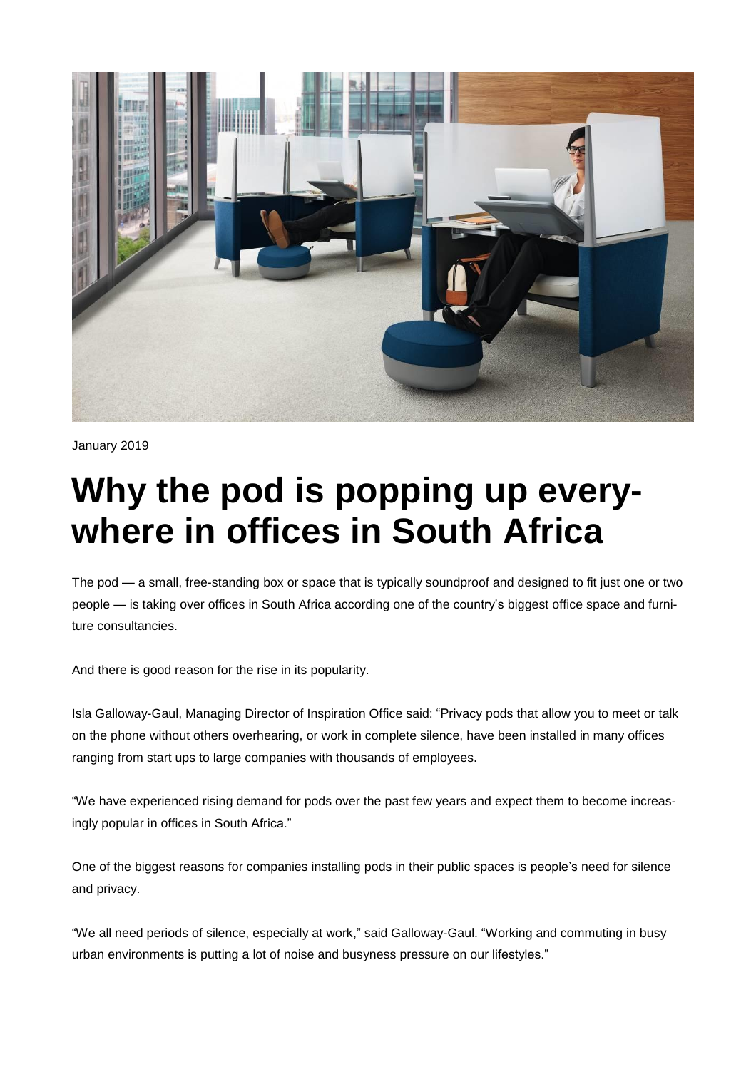January 2019

# Why the pod is popping up everywhere in offices in South Africa

The pod — a small, free-standing box or space that is typically soundproof and designed to fit just one or two people — is taking over offices in South Africa according one of the country's biggest office space and furniture consultancies.

And there is good reason for the rise in its popularity.

Isla Galloway-Gaul, Managing Director of Inspiration Office said: "Privacy pods that allow you to meet or talk on the phone without others overhearing, or work in complete silence, have been installed in many offices ranging from start ups to large companies with thousands of employees.

"We have experienced rising demand for pods over the past few years and expect them to become increasingly popular in offices in South Africa."

One of the biggest reasons for companies installing pods in their public spaces is people's need for silence and privacy.

"We all need periods of silence, especially at work," said Galloway-Gaul. "Working and commuting in busy urban environments is putting a lot of noise and busyness pressure on our lifestyles."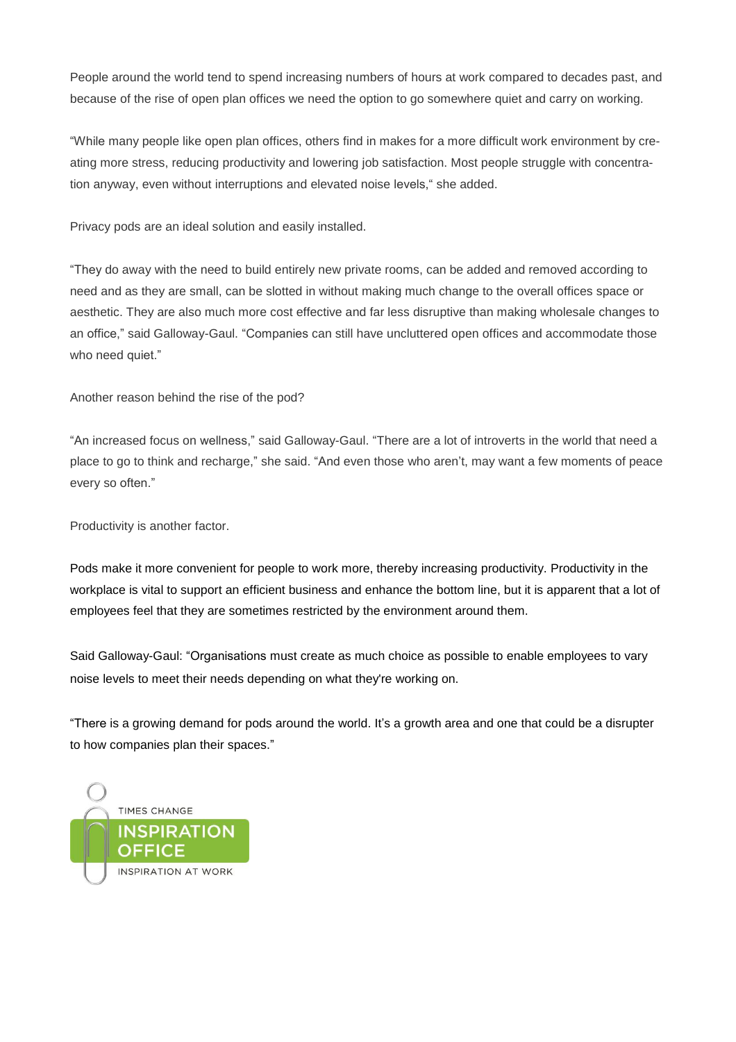People around the world tend to spend increasing numbers of hours at work compared to decades past, and because of the rise of open plan offices we need the option to go somewhere quiet and carry on working.

"While many people like open plan offices, others find in makes for a more difficult work environment by creating more stress, reducing productivity and lowering job satisfaction. Most people struggle with concentration anyway, even without interruptions and elevated noise levels," she added.

Privacy pods are an ideal solution and easily installed.

"They do away with the need to build entirely new private rooms, can be added and removed according to need and as they are small, can be slotted in without making much change to the overall offices space or aesthetic. They are also much more cost effective and far less disruptive than making wholesale changes to an office," said Galloway-Gaul. "Companies can still have uncluttered open offices and accommodate those who need quiet."

Another reason behind the rise of the pod?

"An increased focus on wellness," said Galloway-Gaul. "There are a lot of introverts in the world that need a place to go to think and recharge," she said. "And even those who aren't, may want a few moments of peace every so often."

Productivity is another factor.

Pods make it more convenient for people to work more, thereby increasing productivity. Productivity in the workplace is vital to support an efficient business and enhance the bottom line, but it is apparent that a lot of employees feel that they are sometimes restricted by the environment around them.

Said Galloway-Gaul: "Organisations must create as much choice as possible to enable employees to vary noise levels to meet their needs depending on what they're working on.

"There is a growing demand for pods around the world. It's a growth area and one that could be a disrupter to how companies plan their spaces."

TIMES CHANGE
INSPIRATION OFFICE
INSPIRATION AT WORK